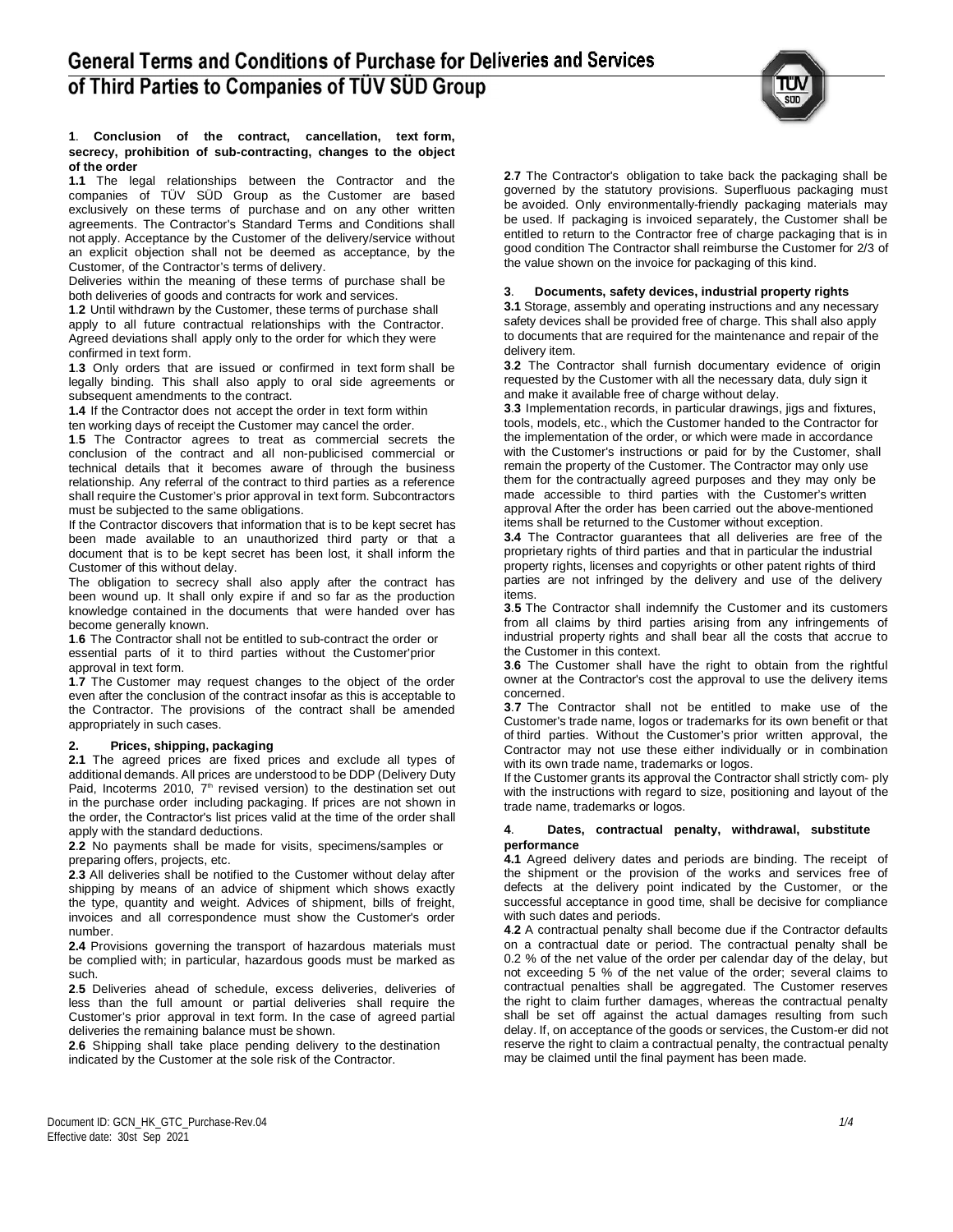# General Terms and Conditions of Purchase for Deliveries and Services of Third Parties to Companies of TÜV SÜD Group

**1. Conclusion of the contract, cancellation, text form, secrecy, prohibition of sub-contracting, changes to the object of the order**

**1.1** The legal relationships between the Contractor and the companies of TÜV SÜD Group as the Customer are based exclusively on these terms of purchase and on any other written agreements. The Contractor's Standard Terms and Conditions shall not apply. Acceptance by the Customer of the delivery/service without an explicit objection shall not be deemed as acceptance, by the Customer, of the Contractor's terms of delivery.

Deliveries within the meaning of these terms of purchase shall be both deliveries of goods and contracts for work and services.

**1.2** Until withdrawn by the Customer, these terms of purchase shall apply to all future contractual relationships with the Contractor. Agreed deviations shall apply only to the order for which they were confirmed in text form.

**1.3** Only orders that are issued or confirmed in text form shall be legally binding. This shall also apply to oral side agreements or subsequent amendments to the contract.

**1.4** If the Contractor does not accept the order in text form within ten working days of receipt the Customer may cancel the order.

**1.5** The Contractor agrees to treat as commercial secrets the conclusion of the contract and all non-publicised commercial or technical details that it becomes aware of through the business relationship. Any referral of the contract to third parties as a reference shall require the Customer's prior approval in text form. Subcontractors must be subjected to the same obligations.

If the Contractor discovers that information that is to be kept secret has been made available to an unauthorized third party or that a document that is to be kept secret has been lost, it shall inform the Customer of this without delay.

The obligation to secrecy shall also apply after the contract has been wound up. It shall only expire if and so far as the production knowledge contained in the documents that were handed over has become generally known.

**1.6** The Contractor shall not be entitled to sub-contract the order or essential parts of it to third parties without the Customer'prior approval in text form.

**1.7** The Customer may request changes to the object of the order even after the conclusion of the contract insofar as this is acceptable to the Contractor. The provisions of the contract shall be amended appropriately in such cases.

**2. Prices, shipping, packaging**

**2.1** The agreed prices are fixed prices and exclude all types of additional demands. All prices are understood to be DDP (Delivery Duty Paid, Incoterms 2010, 7th revised version) to the destination set out in the purchase order including packaging. If prices are not shown in the order, the Contractor's list prices valid at the time of the order shall apply with the standard deductions.

**2.2** No payments shall be made for visits, specimens/samples or preparing offers, projects, etc.

**2.3** All deliveries shall be notified to the Customer without delay after shipping by means of an advice of shipment which shows exactly the type, quantity and weight. Advices of shipment, bills of freight, invoices and all correspondence must show the Customer's order number.

**2.4** Provisions governing the transport of hazardous materials must be complied with; in particular, hazardous goods must be marked as such.

**2.5** Deliveries ahead of schedule, excess deliveries, deliveries of less than the full amount or partial deliveries shall require the Customer's prior approval in text form. In the case of agreed partial deliveries the remaining balance must be shown.

**2.6** Shipping shall take place pending delivery to the destination indicated by the Customer at the sole risk of the Contractor.

**2.7** The Contractor's obligation to take back the packaging shall be governed by the statutory provisions. Superfluous packaging must be avoided. Only environmentally-friendly packaging materials may be used. If packaging is invoiced separately, the Customer shall be entitled to return to the Contractor free of charge packaging that is in good condition The Contractor shall reimburse the Customer for 2/3 of the value shown on the invoice for packaging of this kind.

**3. Documents, safety devices, industrial property rights**

**3.1** Storage, assembly and operating instructions and any necessary safety devices shall be provided free of charge. This shall also apply to documents that are required for the maintenance and repair of the delivery item.

**3.2** The Contractor shall furnish documentary evidence of origin requested by the Customer with all the necessary data, duly sign it and make it available free of charge without delay.

**3.3** Implementation records, in particular drawings, jigs and fixtures, tools, models, etc., which the Customer handed to the Contractor for the implementation of the order, or which were made in accordance with the Customer's instructions or paid for by the Customer, shall remain the property of the Customer. The Contractor may only use them for the contractually agreed purposes and they may only be made accessible to third parties with the Customer's written approval After the order has been carried out the above-mentioned items shall be returned to the Customer without exception.

**3.4** The Contractor guarantees that all deliveries are free of the proprietary rights of third parties and that in particular the industrial property rights, licenses and copyrights or other patent rights of third parties are not infringed by the delivery and use of the delivery items.

**3.5** The Contractor shall indemnify the Customer and its customers from all claims by third parties arising from any infringements of industrial property rights and shall bear all the costs that accrue to the Customer in this context.

**3.6** The Customer shall have the right to obtain from the rightful owner at the Contractor's cost the approval to use the delivery items concerned.

**3.7** The Contractor shall not be entitled to make use of the Customer's trade name, logos or trademarks for its own benefit or that of third parties. Without the Customer's prior written approval, the Contractor may not use these either individually or in combination with its own trade name, trademarks or logos.

If the Customer grants its approval the Contractor shall strictly com- ply with the instructions with regard to size, positioning and layout of the trade name, trademarks or logos.

**4. Dates, contractual penalty, withdrawal, substitute performance**

**4.1** Agreed delivery dates and periods are binding. The receipt of the shipment or the provision of the works and services free of defects at the delivery point indicated by the Customer, or the successful acceptance in good time, shall be decisive for compliance with such dates and periods.

**4.2** A contractual penalty shall become due if the Contractor defaults on a contractual date or period. The contractual penalty shall be 0.2 % of the net value of the order per calendar day of the delay, but not exceeding 5 % of the net value of the order; several claims to contractual penalties shall be aggregated. The Customer reserves the right to claim further damages, whereas the contractual penalty shall be set off against the actual damages resulting from such delay. If, on acceptance of the goods or services, the Custom-er did not reserve the right to claim a contractual penalty, the contractual penalty may be claimed until the final payment has been made.

Document ID: GCN_HK_GTC_Purchase-Rev.04
Effective date: 30st Sep 2021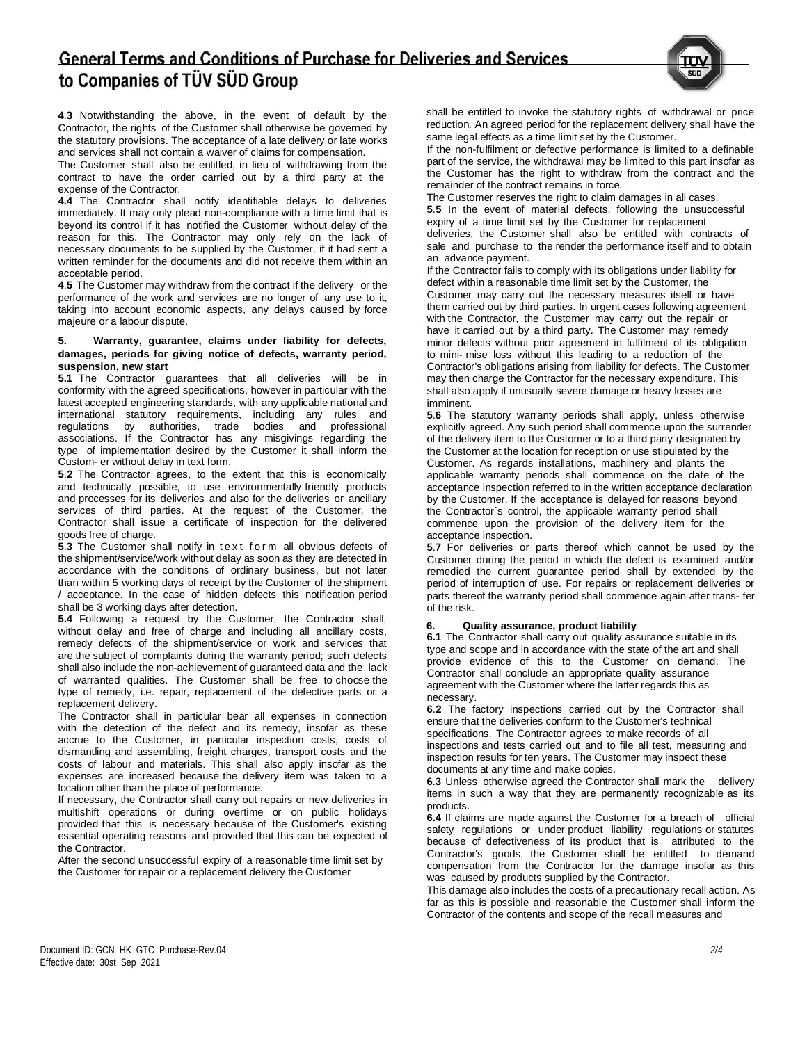**4.3** Notwithstanding the above, in the event of default by the Contractor, the rights of the Customer shall otherwise be governed by the statutory provisions. The acceptance of a late delivery or late works and services shall not contain a waiver of claims for compensation.

The Customer shall also be entitled, in lieu of withdrawing from the contract to have the order carried out by a third party at the expense of the Contractor.

**4.4** The Contractor shall notify identifiable delays to deliveries immediately. It may only plead non-compliance with a time limit that is beyond its control if it has notified the Customer without delay of the reason for this. The Contractor may only rely on the lack of necessary documents to be supplied by the Customer, if it had sent a written reminder for the documents and did not receive them within an acceptable period.

**4.5** The Customer may withdraw from the contract if the delivery or the performance of the work and services are no longer of any use to it, taking into account economic aspects, any delays caused by force majeure or a labour dispute.

**5. Warranty, guarantee, claims under liability for defects, damages, periods for giving notice of defects, warranty period, suspension, new start**

**5.1** The Contractor guarantees that all deliveries will be in conformity with the agreed specifications, however in particular with the latest accepted engineering standards, with any applicable national and international statutory requirements, including any rules and regulations by authorities, trade bodies and professional associations. If the Contractor has any misgivings regarding the type of implementation desired by the Customer it shall inform the Custom- er without delay in text form.

**5.2** The Contractor agrees, to the extent that this is economically and technically possible, to use environmentally friendly products and processes for its deliveries and also for the deliveries or ancillary services of third parties. At the request of the Customer, the Contractor shall issue a certificate of inspection for the delivered goods free of charge.

**5.3** The Customer shall notify in text form all obvious defects of the shipment/service/work without delay as soon as they are detected in accordance with the conditions of ordinary business, but not later than within 5 working days of receipt by the Customer of the shipment / acceptance. In the case of hidden defects this notification period shall be 3 working days after detection.

**5.4** Following a request by the Customer, the Contractor shall, without delay and free of charge and including all ancillary costs, remedy defects of the shipment/service or work and services that are the subject of complaints during the warranty period; such defects shall also include the non-achievement of guaranteed data and the lack of warranted qualities. The Customer shall be free to choose the type of remedy, i.e. repair, replacement of the defective parts or a replacement delivery.

The Contractor shall in particular bear all expenses in connection with the detection of the defect and its remedy, insofar as these accrue to the Customer, in particular inspection costs, costs of dismantling and assembling, freight charges, transport costs and the costs of labour and materials. This shall also apply insofar as the expenses are increased because the delivery item was taken to a location other than the place of performance.

If necessary, the Contractor shall carry out repairs or new deliveries in multishift operations or during overtime or on public holidays provided that this is necessary because of the Customer's existing essential operating reasons and provided that this can be expected of the Contractor.

After the second unsuccessful expiry of a reasonable time limit set by the Customer for repair or a replacement delivery the Customer shall be entitled to invoke the statutory rights of withdrawal or price reduction. An agreed period for the replacement delivery shall have the same legal effects as a time limit set by the Customer.

If the non-fulfilment or defective performance is limited to a definable part of the service, the withdrawal may be limited to this part insofar as the Customer has the right to withdraw from the contract and the remainder of the contract remains in force.

The Customer reserves the right to claim damages in all cases.

**5.5** In the event of material defects, following the unsuccessful expiry of a time limit set by the Customer for replacement deliveries, the Customer shall also be entitled with contracts of sale and purchase to the render the performance itself and to obtain an advance payment.

If the Contractor fails to comply with its obligations under liability for defect within a reasonable time limit set by the Customer, the Customer may carry out the necessary measures itself or have them carried out by third parties. In urgent cases following agreement with the Contractor, the Customer may carry out the repair or have it carried out by a third party. The Customer may remedy minor defects without prior agreement in fulfilment of its obligation to mini- mise loss without this leading to a reduction of the Contractor's obligations arising from liability for defects. The Customer may then charge the Contractor for the necessary expenditure. This shall also apply if unusually severe damage or heavy losses are imminent.

**5.6** The statutory warranty periods shall apply, unless otherwise explicitly agreed. Any such period shall commence upon the surrender of the delivery item to the Customer or to a third party designated by the Customer at the location for reception or use stipulated by the Customer. As regards installations, machinery and plants the applicable warranty periods shall commence on the date of the acceptance inspection referred to in the written acceptance declaration by the Customer. If the acceptance is delayed for reasons beyond the Contractor´s control, the applicable warranty period shall commence upon the provision of the delivery item for the acceptance inspection.

**5.7** For deliveries or parts thereof which cannot be used by the Customer during the period in which the defect is examined and/or remedied the current guarantee period shall by extended by the period of interruption of use. For repairs or replacement deliveries or parts thereof the warranty period shall commence again after trans- fer of the risk.

**6. Quality assurance, product liability**

**6.1** The Contractor shall carry out quality assurance suitable in its type and scope and in accordance with the state of the art and shall provide evidence of this to the Customer on demand. The Contractor shall conclude an appropriate quality assurance agreement with the Customer where the latter regards this as necessary.

**6.2** The factory inspections carried out by the Contractor shall ensure that the deliveries conform to the Customer's technical specifications. The Contractor agrees to make records of all inspections and tests carried out and to file all test, measuring and inspection results for ten years. The Customer may inspect these documents at any time and make copies.

**6.3** Unless otherwise agreed the Contractor shall mark the delivery items in such a way that they are permanently recognizable as its products.

**6.4** If claims are made against the Customer for a breach of official safety regulations or under product liability regulations or statutes because of defectiveness of its product that is attributed to the Contractor's goods, the Customer shall be entitled to demand compensation from the Contractor for the damage insofar as this was caused by products supplied by the Contractor.

This damage also includes the costs of a precautionary recall action. As far as this is possible and reasonable the Customer shall inform the Contractor of the contents and scope of the recall measures and

Document ID: GCN_HK_GTC_Purchase-Rev.04
Effective date: 30st Sep 2021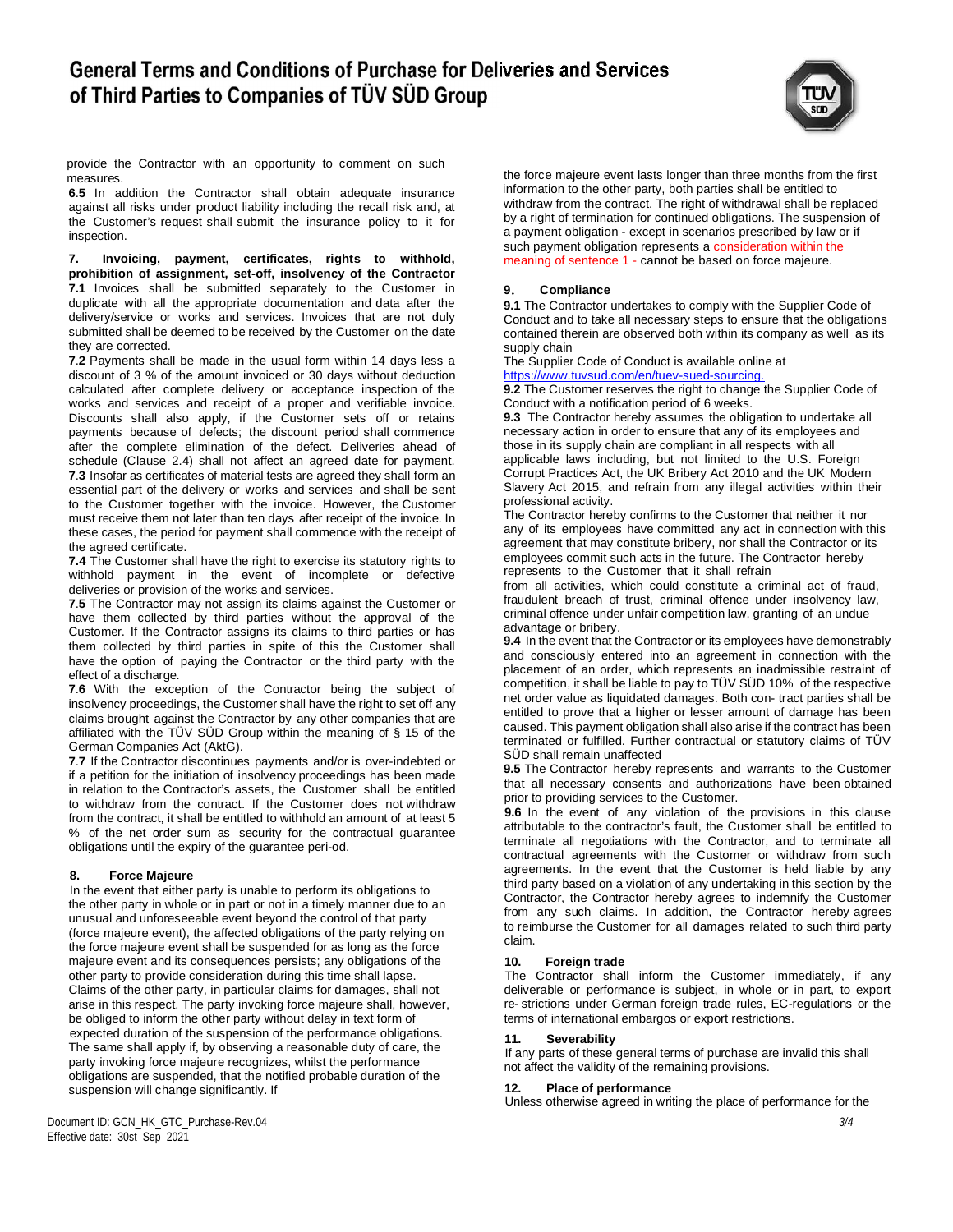provide the Contractor with an opportunity to comment on such measures.

**6.5** In addition the Contractor shall obtain adequate insurance against all risks under product liability including the recall risk and, at the Customer's request shall submit the insurance policy to it for inspection.

## 7. Invoicing, payment, certificates, rights to withhold, prohibition of assignment, set-off, insolvency of the Contractor

**7.1** Invoices shall be submitted separately to the Customer in duplicate with all the appropriate documentation and data after the delivery/service or works and services. Invoices that are not duly submitted shall be deemed to be received by the Customer on the date they are corrected.

**7.2** Payments shall be made in the usual form within 14 days less a discount of 3 % of the amount invoiced or 30 days without deduction calculated after complete delivery or acceptance inspection of the works and services and receipt of a proper and verifiable invoice. Discounts shall also apply, if the Customer sets off or retains payments because of defects; the discount period shall commence after the complete elimination of the defect. Deliveries ahead of schedule (Clause 2.4) shall not affect an agreed date for payment.

**7.3** Insofar as certificates of material tests are agreed they shall form an essential part of the delivery or works and services and shall be sent to the Customer together with the invoice. However, the Customer must receive them not later than ten days after receipt of the invoice. In these cases, the period for payment shall commence with the receipt of the agreed certificate.

**7.4** The Customer shall have the right to exercise its statutory rights to withhold payment in the event of incomplete or defective deliveries or provision of the works and services.

**7.5** The Contractor may not assign its claims against the Customer or have them collected by third parties without the approval of the Customer. If the Contractor assigns its claims to third parties or has them collected by third parties in spite of this the Customer shall have the option of paying the Contractor or the third party with the effect of a discharge.

**7.6** With the exception of the Contractor being the subject of insolvency proceedings, the Customer shall have the right to set off any claims brought against the Contractor by any other companies that are affiliated with the TÜV SÜD Group within the meaning of § 15 of the German Companies Act (AktG).

**7.7** If the Contractor discontinues payments and/or is over-indebted or if a petition for the initiation of insolvency proceedings has been made in relation to the Contractor's assets, the Customer shall be entitled to withdraw from the contract. If the Customer does not withdraw from the contract, it shall be entitled to withhold an amount of at least 5 % of the net order sum as security for the contractual guarantee obligations until the expiry of the guarantee peri-od.

## 8. Force Majeure

In the event that either party is unable to perform its obligations to the other party in whole or in part or not in a timely manner due to an unusual and unforeseeable event beyond the control of that party (force majeure event), the affected obligations of the party relying on the force majeure event shall be suspended for as long as the force majeure event and its consequences persists; any obligations of the other party to provide consideration during this time shall lapse. Claims of the other party, in particular claims for damages, shall not arise in this respect. The party invoking force majeure shall, however, be obliged to inform the other party without delay in text form of expected duration of the suspension of the performance obligations. The same shall apply if, by observing a reasonable duty of care, the party invoking force majeure recognizes, whilst the performance obligations are suspended, that the notified probable duration of the suspension will change significantly. If the force majeure event lasts longer than three months from the first information to the other party, both parties shall be entitled to withdraw from the contract. The right of withdrawal shall be replaced by a right of termination for continued obligations. The suspension of a payment obligation - except in scenarios prescribed by law or if such payment obligation represents a consideration within the meaning of sentence 1 - cannot be based on force majeure.

## 9. Compliance

**9.1** The Contractor undertakes to comply with the Supplier Code of Conduct and to take all necessary steps to ensure that the obligations contained therein are observed both within its company as well as its supply chain

The Supplier Code of Conduct is available online at https://www.tuvsud.com/en/tuev-sued-sourcing.

**9.2** The Customer reserves the right to change the Supplier Code of Conduct with a notification period of 6 weeks.

**9.3** The Contractor hereby assumes the obligation to undertake all necessary action in order to ensure that any of its employees and those in its supply chain are compliant in all respects with all applicable laws including, but not limited to the U.S. Foreign Corrupt Practices Act, the UK Bribery Act 2010 and the UK Modern Slavery Act 2015, and refrain from any illegal activities within their professional activity.

The Contractor hereby confirms to the Customer that neither it nor any of its employees have committed any act in connection with this agreement that may constitute bribery, nor shall the Contractor or its employees commit such acts in the future. The Contractor hereby represents to the Customer that it shall refrain from all activities, which could constitute a criminal act of fraud, fraudulent breach of trust, criminal offence under insolvency law, criminal offence under unfair competition law, granting of an undue advantage or bribery.

**9.4** In the event that the Contractor or its employees have demonstrably and consciously entered into an agreement in connection with the placement of an order, which represents an inadmissible restraint of competition, it shall be liable to pay to TÜV SÜD 10% of the respective net order value as liquidated damages. Both con- tract parties shall be entitled to prove that a higher or lesser amount of damage has been caused. This payment obligation shall also arise if the contract has been terminated or fulfilled. Further contractual or statutory claims of TÜV SÜD shall remain unaffected

**9.5** The Contractor hereby represents and warrants to the Customer that all necessary consents and authorizations have been obtained prior to providing services to the Customer.

**9.6** In the event of any violation of the provisions in this clause attributable to the contractor's fault, the Customer shall be entitled to terminate all negotiations with the Contractor, and to terminate all contractual agreements with the Customer or withdraw from such agreements. In the event that the Customer is held liable by any third party based on a violation of any undertaking in this section by the Contractor, the Contractor hereby agrees to indemnify the Customer from any such claims. In addition, the Contractor hereby agrees to reimburse the Customer for all damages related to such third party claim.

## 10. Foreign trade

The Contractor shall inform the Customer immediately, if any deliverable or performance is subject, in whole or in part, to export re- strictions under German foreign trade rules, EC-regulations or the terms of international embargos or export restrictions.

## 11. Severability

If any parts of these general terms of purchase are invalid this shall not affect the validity of the remaining provisions.

## 12. Place of performance

Unless otherwise agreed in writing the place of performance for the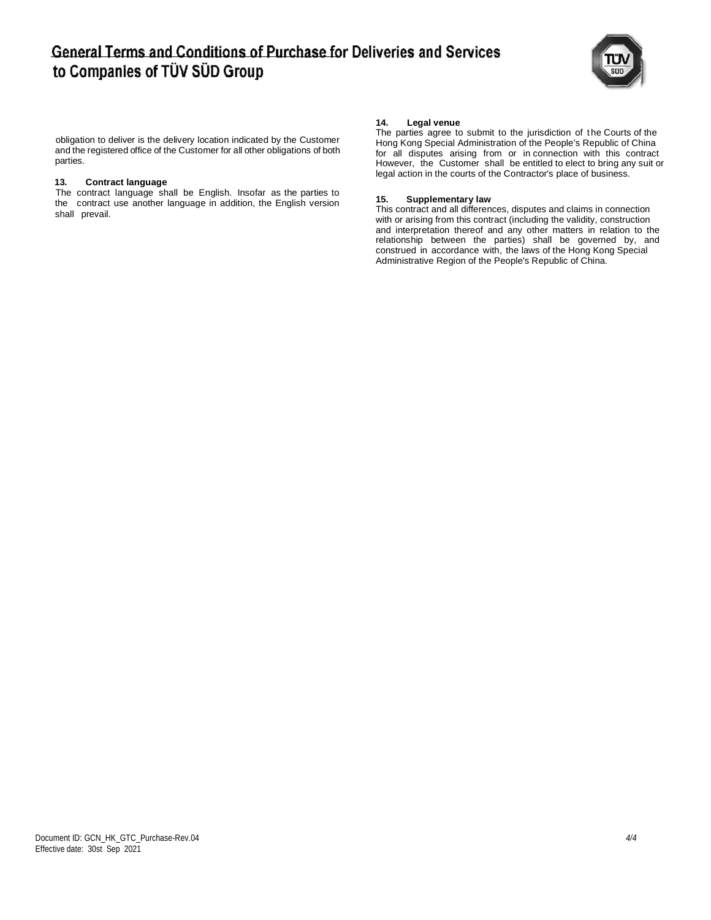obligation to deliver is the delivery location indicated by the Customer and the registered office of the Customer for all other obligations of both parties.

**13. Contract language**

The contract language shall be English. Insofar as the parties to the contract use another language in addition, the English version shall prevail.

**14. Legal venue**

The parties agree to submit to the jurisdiction of the Courts of the Hong Kong Special Administration of the People's Republic of China for all disputes arising from or in connection with this contract However, the Customer shall be entitled to elect to bring any suit or legal action in the courts of the Contractor's place of business.

**15. Supplementary law**

This contract and all differences, disputes and claims in connection with or arising from this contract (including the validity, construction and interpretation thereof and any other matters in relation to the relationship between the parties) shall be governed by, and construed in accordance with, the laws of the Hong Kong Special Administrative Region of the People's Republic of China.

Document ID: GCN_HK_GTC_Purchase-Rev.04
Effective date: 30st Sep 2021